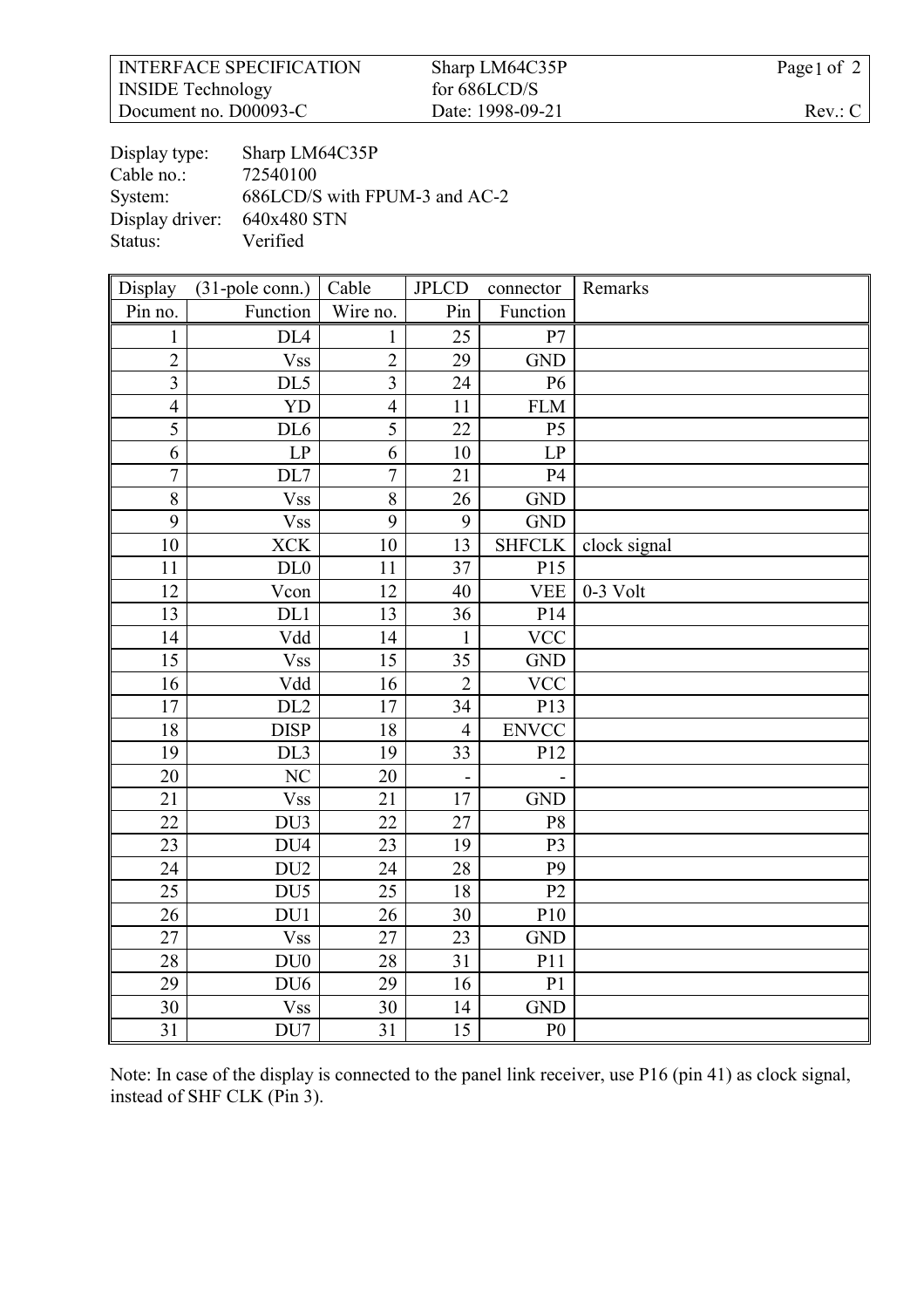Display type: Sharp LM64C35P
Cable no.: 72540100
System: 686LCD/S with FPUM-3 and AC-2
Display driver: 640x480 STN
Status: Verified

| Display (31-pole conn.) | | Cable | JPLCD connector | | Remarks |
|---|---|---|---|---|---|
| Pin no. | Function | Wire no. | Pin | Function | |
| 1 | DL4 | 1 | 25 | P7 | |
| 2 | Vss | 2 | 29 | GND | |
| 3 | DL5 | 3 | 24 | P6 | |
| 4 | YD | 4 | 11 | FLM | |
| 5 | DL6 | 5 | 22 | P5 | |
| 6 | LP | 6 | 10 | LP | |
| 7 | DL7 | 7 | 21 | P4 | |
| 8 | Vss | 8 | 26 | GND | |
| 9 | Vss | 9 | 9 | GND | |
| 10 | XCK | 10 | 13 | SHFCLK | clock signal |
| 11 | DL0 | 11 | 37 | P15 | |
| 12 | Vcon | 12 | 40 | VEE | 0-3 Volt |
| 13 | DL1 | 13 | 36 | P14 | |
| 14 | Vdd | 14 | 1 | VCC | |
| 15 | Vss | 15 | 35 | GND | |
| 16 | Vdd | 16 | 2 | VCC | |
| 17 | DL2 | 17 | 34 | P13 | |
| 18 | DISP | 18 | 4 | ENVCC | |
| 19 | DL3 | 19 | 33 | P12 | |
| 20 | NC | 20 | - | - | |
| 21 | Vss | 21 | 17 | GND | |
| 22 | DU3 | 22 | 27 | P8 | |
| 23 | DU4 | 23 | 19 | P3 | |
| 24 | DU2 | 24 | 28 | P9 | |
| 25 | DU5 | 25 | 18 | P2 | |
| 26 | DU1 | 26 | 30 | P10 | |
| 27 | Vss | 27 | 23 | GND | |
| 28 | DU0 | 28 | 31 | P11 | |
| 29 | DU6 | 29 | 16 | P1 | |
| 30 | Vss | 30 | 14 | GND | |
| 31 | DU7 | 31 | 15 | P0 | |

Note: In case of the display is connected to the panel link receiver, use P16 (pin 41) as clock signal, instead of SHF CLK (Pin 3).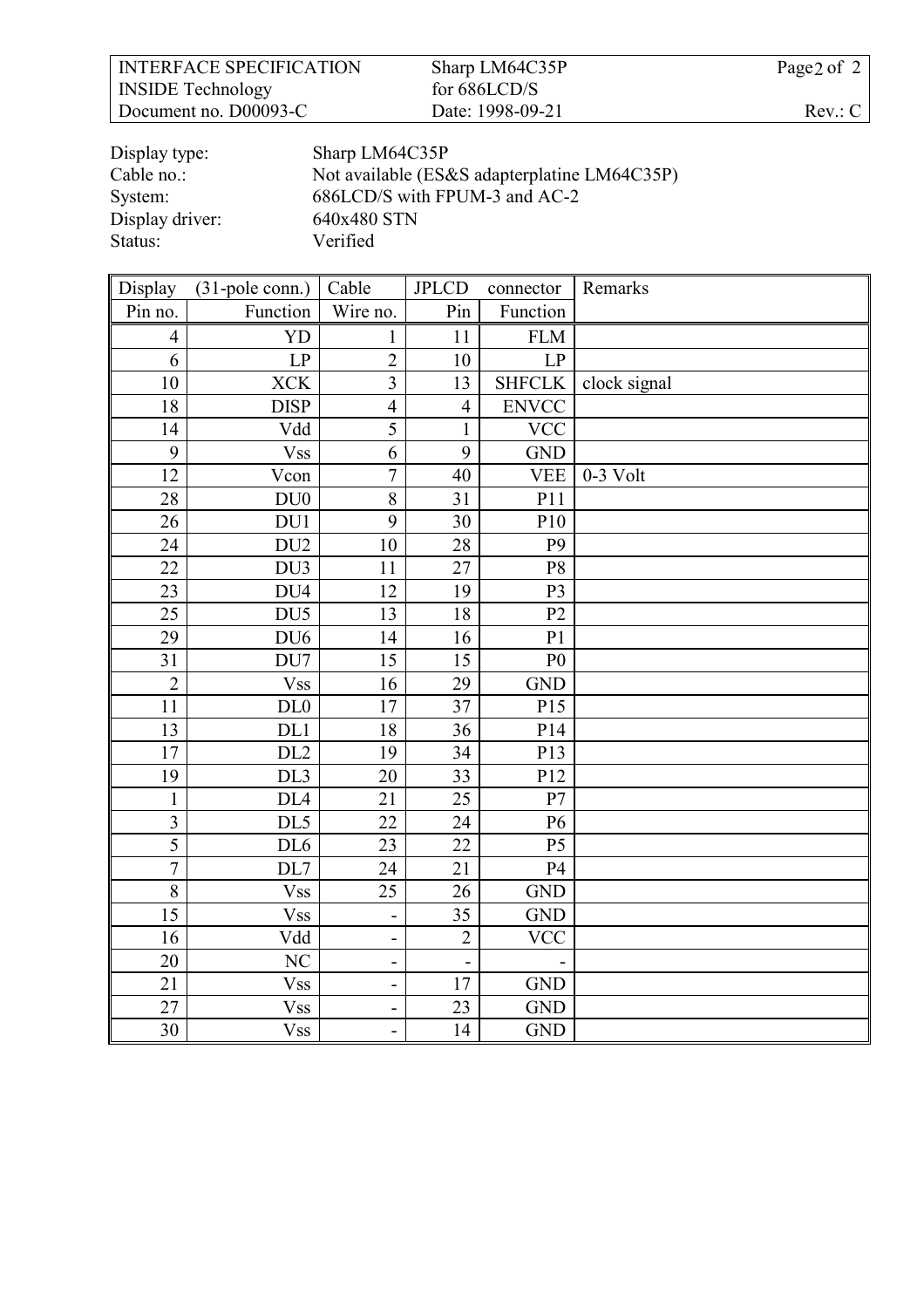Display type: Sharp LM64C35P
Cable no.: Not available (ES&S adapterplatine LM64C35P)
System: 686LCD/S with FPUM-3 and AC-2
Display driver: 640x480 STN
Status: Verified

| Display | (31-pole conn.) | Cable | JPLCD | connector | Remarks |
|---|---|---|---|---|---|
| Pin no. | Function | Wire no. | Pin | Function | |
| 4 | YD | 1 | 11 | FLM | |
| 6 | LP | 2 | 10 | LP | |
| 10 | XCK | 3 | 13 | SHFCLK | clock signal |
| 18 | DISP | 4 | 4 | ENVCC | |
| 14 | Vdd | 5 | 1 | VCC | |
| 9 | Vss | 6 | 9 | GND | |
| 12 | Vcon | 7 | 40 | VEE | 0-3 Volt |
| 28 | DU0 | 8 | 31 | P11 | |
| 26 | DU1 | 9 | 30 | P10 | |
| 24 | DU2 | 10 | 28 | P9 | |
| 22 | DU3 | 11 | 27 | P8 | |
| 23 | DU4 | 12 | 19 | P3 | |
| 25 | DU5 | 13 | 18 | P2 | |
| 29 | DU6 | 14 | 16 | P1 | |
| 31 | DU7 | 15 | 15 | P0 | |
| 2 | Vss | 16 | 29 | GND | |
| 11 | DL0 | 17 | 37 | P15 | |
| 13 | DL1 | 18 | 36 | P14 | |
| 17 | DL2 | 19 | 34 | P13 | |
| 19 | DL3 | 20 | 33 | P12 | |
| 1 | DL4 | 21 | 25 | P7 | |
| 3 | DL5 | 22 | 24 | P6 | |
| 5 | DL6 | 23 | 22 | P5 | |
| 7 | DL7 | 24 | 21 | P4 | |
| 8 | Vss | 25 | 26 | GND | |
| 15 | Vss | - | 35 | GND | |
| 16 | Vdd | - | 2 | VCC | |
| 20 | NC | - | - | - | |
| 21 | Vss | - | 17 | GND | |
| 27 | Vss | - | 23 | GND | |
| 30 | Vss | - | 14 | GND | |